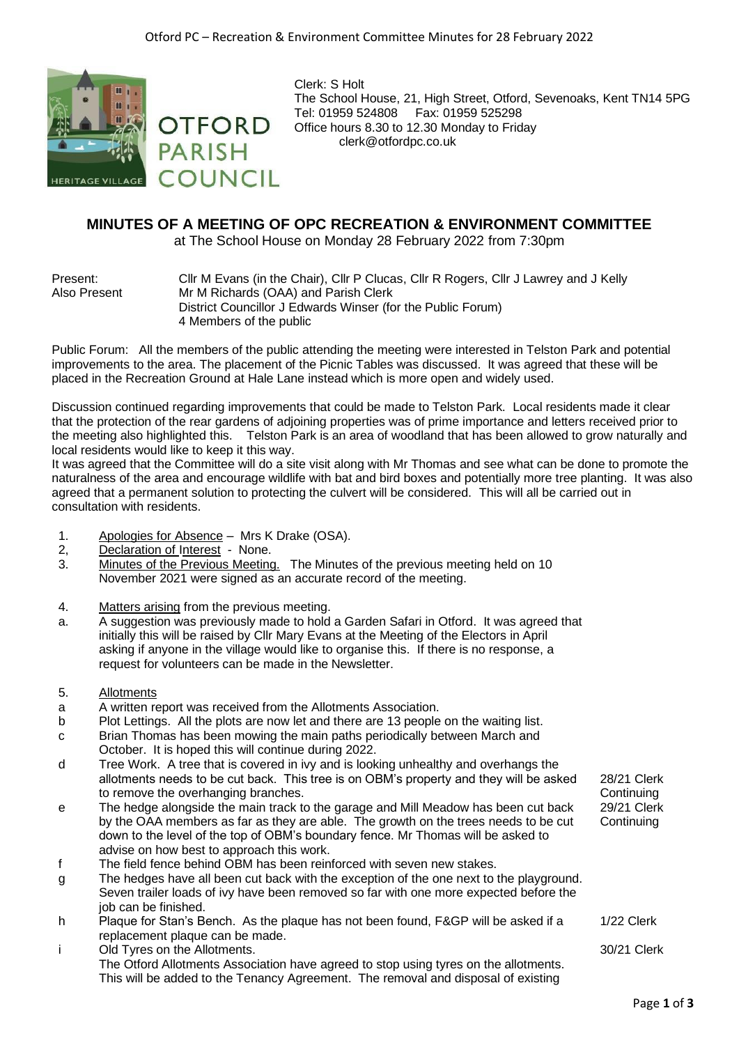Clerk: S Holt
The School House, 21, High Street, Otford, Sevenoaks, Kent TN14 5PG
Tel: 01959 524808 Fax: 01959 525298
Office hours 8.30 to 12.30 Monday to Friday
clerk@otfordpc.co.uk

# MINUTES OF A MEETING OF OPC RECREATION & ENVIRONMENT COMMITTEE

at The School House on Monday 28 February 2022 from 7:30pm

Present: Cllr M Evans (in the Chair), Cllr P Clucas, Cllr R Rogers, Cllr J Lawrey and J Kelly
Also Present: Mr M Richards (OAA) and Parish Clerk
District Councillor J Edwards Winser (for the Public Forum)
4 Members of the public

Public Forum: All the members of the public attending the meeting were interested in Telston Park and potential improvements to the area. The placement of the Picnic Tables was discussed. It was agreed that these will be placed in the Recreation Ground at Hale Lane instead which is more open and widely used.

Discussion continued regarding improvements that could be made to Telston Park. Local residents made it clear that the protection of the rear gardens of adjoining properties was of prime importance and letters received prior to the meeting also highlighted this. Telston Park is an area of woodland that has been allowed to grow naturally and local residents would like to keep it this way.
It was agreed that the Committee will do a site visit along with Mr Thomas and see what can be done to promote the naturalness of the area and encourage wildlife with bat and bird boxes and potentially more tree planting. It was also agreed that a permanent solution to protecting the culvert will be considered. This will all be carried out in consultation with residents.

1. Apologies for Absence – Mrs K Drake (OSA).
2, Declaration of Interest - None.
3. Minutes of the Previous Meeting. The Minutes of the previous meeting held on 10 November 2021 were signed as an accurate record of the meeting.

4. Matters arising from the previous meeting.

a. A suggestion was previously made to hold a Garden Safari in Otford. It was agreed that initially this will be raised by Cllr Mary Evans at the Meeting of the Electors in April asking if anyone in the village would like to organise this. If there is no response, a request for volunteers can be made in the Newsletter.

5. Allotments

a. A written report was received from the Allotments Association.

b. Plot Lettings. All the plots are now let and there are 13 people on the waiting list.

c. Brian Thomas has been mowing the main paths periodically between March and October. It is hoped this will continue during 2022.

d. Tree Work. A tree that is covered in ivy and is looking unhealthy and overhangs the allotments needs to be cut back. This tree is on OBM's property and they will be asked to remove the overhanging branches. — 28/21 Clerk Continuing

e. The hedge alongside the main track to the garage and Mill Meadow has been cut back by the OAA members as far as they are able. The growth on the trees needs to be cut down to the level of the top of OBM's boundary fence. Mr Thomas will be asked to advise on how best to approach this work. — 29/21 Clerk Continuing

f. The field fence behind OBM has been reinforced with seven new stakes.

g. The hedges have all been cut back with the exception of the one next to the playground. Seven trailer loads of ivy have been removed so far with one more expected before the job can be finished.

h. Plaque for Stan's Bench. As the plaque has not been found, F&GP will be asked if a replacement plaque can be made. — 1/22 Clerk

i. Old Tyres on the Allotments. — 30/21 Clerk
The Otford Allotments Association have agreed to stop using tyres on the allotments. This will be added to the Tenancy Agreement. The removal and disposal of existing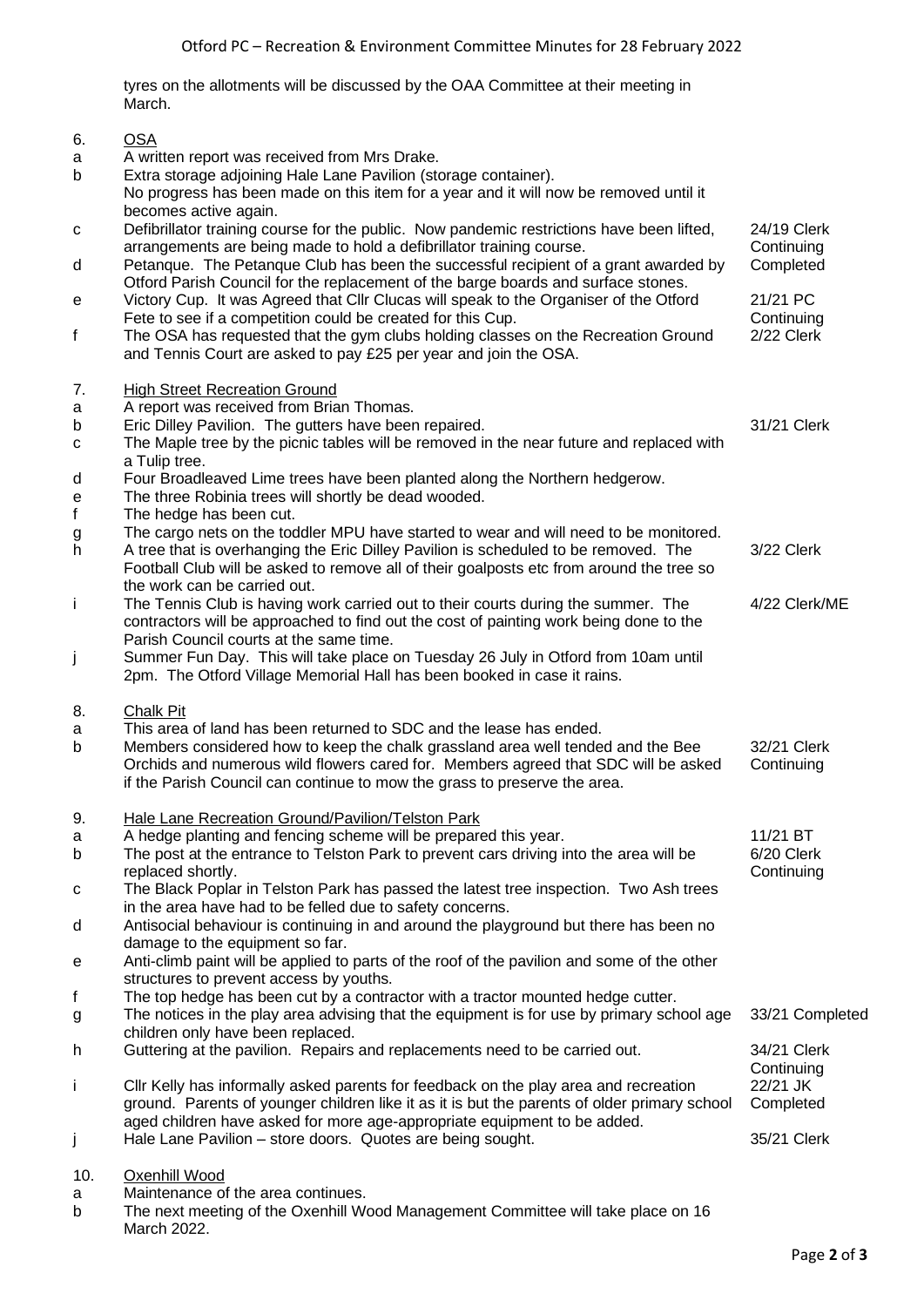tyres on the allotments will be discussed by the OAA Committee at their meeting in March.

| | | |
|---|---|---|
| **6.** | **OSA** | |
| a | A written report was received from Mrs Drake. | |
| b | Extra storage adjoining Hale Lane Pavilion (storage container). No progress has been made on this item for a year and it will now be removed until it becomes active again. | |
| c | Defibrillator training course for the public. Now pandemic restrictions have been lifted, arrangements are being made to hold a defibrillator training course. | 24/19 Clerk Continuing |
| d | Petanque. The Petanque Club has been the successful recipient of a grant awarded by Otford Parish Council for the replacement of the barge boards and surface stones. | Completed |
| e | Victory Cup. It was Agreed that Cllr Clucas will speak to the Organiser of the Otford Fete to see if a competition could be created for this Cup. | 21/21 PC Continuing |
| f | The OSA has requested that the gym clubs holding classes on the Recreation Ground and Tennis Court are asked to pay £25 per year and join the OSA. | 2/22 Clerk |
| **7.** | **High Street Recreation Ground** | |
| a | A report was received from Brian Thomas. | |
| b | Eric Dilley Pavilion. The gutters have been repaired. | 31/21 Clerk |
| c | The Maple tree by the picnic tables will be removed in the near future and replaced with a Tulip tree. | |
| d | Four Broadleaved Lime trees have been planted along the Northern hedgerow. | |
| e | The three Robinia trees will shortly be dead wooded. | |
| f | The hedge has been cut. | |
| g | The cargo nets on the toddler MPU have started to wear and will need to be monitored. | |
| h | A tree that is overhanging the Eric Dilley Pavilion is scheduled to be removed. The Football Club will be asked to remove all of their goalposts etc from around the tree so the work can be carried out. | 3/22 Clerk |
| i | The Tennis Club is having work carried out to their courts during the summer. The contractors will be approached to find out the cost of painting work being done to the Parish Council courts at the same time. | 4/22 Clerk/ME |
| j | Summer Fun Day. This will take place on Tuesday 26 July in Otford from 10am until 2pm. The Otford Village Memorial Hall has been booked in case it rains. | |
| **8.** | **Chalk Pit** | |
| a | This area of land has been returned to SDC and the lease has ended. | |
| b | Members considered how to keep the chalk grassland area well tended and the Bee Orchids and numerous wild flowers cared for. Members agreed that SDC will be asked if the Parish Council can continue to mow the grass to preserve the area. | 32/21 Clerk Continuing |
| **9.** | **Hale Lane Recreation Ground/Pavilion/Telston Park** | |
| a | A hedge planting and fencing scheme will be prepared this year. | 11/21 BT |
| b | The post at the entrance to Telston Park to prevent cars driving into the area will be replaced shortly. | 6/20 Clerk Continuing |
| c | The Black Poplar in Telston Park has passed the latest tree inspection. Two Ash trees in the area have had to be felled due to safety concerns. | |
| d | Antisocial behaviour is continuing in and around the playground but there has been no damage to the equipment so far. | |
| e | Anti-climb paint will be applied to parts of the roof of the pavilion and some of the other structures to prevent access by youths. | |
| f | The top hedge has been cut by a contractor with a tractor mounted hedge cutter. | |
| g | The notices in the play area advising that the equipment is for use by primary school age children only have been replaced. | 33/21 Completed |
| h | Guttering at the pavilion. Repairs and replacements need to be carried out. | 34/21 Clerk Continuing |
| i | Cllr Kelly has informally asked parents for feedback on the play area and recreation ground. Parents of younger children like it as it is but the parents of older primary school aged children have asked for more age-appropriate equipment to be added. | 22/21 JK Completed |
| j | Hale Lane Pavilion – store doors. Quotes are being sought. | 35/21 Clerk |
| **10.** | **Oxenhill Wood** | |
| a | Maintenance of the area continues. | |
| b | The next meeting of the Oxenhill Wood Management Committee will take place on 16 March 2022. | |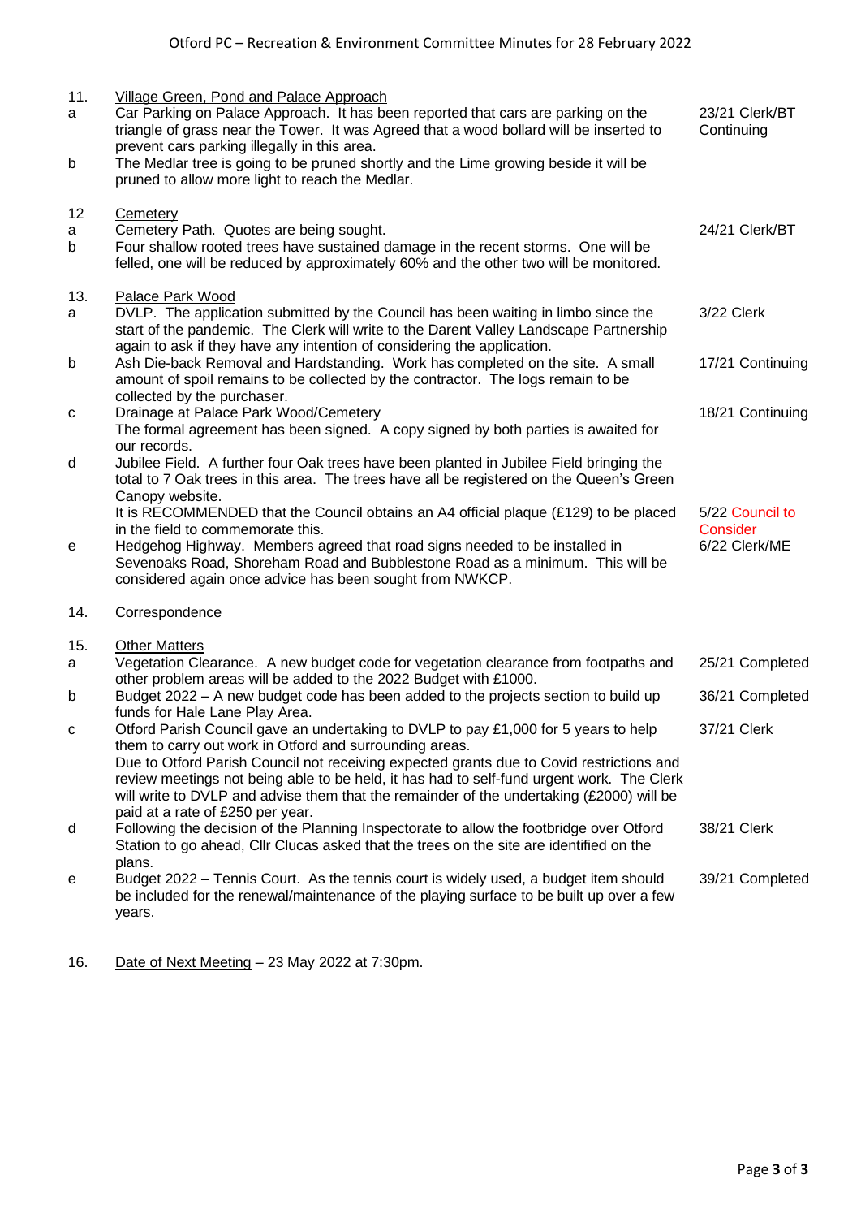| | | |
|---|---|---|
| 11. | Village Green, Pond and Palace Approach | |
| a | Car Parking on Palace Approach. It has been reported that cars are parking on the triangle of grass near the Tower. It was Agreed that a wood bollard will be inserted to prevent cars parking illegally in this area. | 23/21 Clerk/BT Continuing |
| b | The Medlar tree is going to be pruned shortly and the Lime growing beside it will be pruned to allow more light to reach the Medlar. | |
| 12 | Cemetery | |
| a | Cemetery Path. Quotes are being sought. | 24/21 Clerk/BT |
| b | Four shallow rooted trees have sustained damage in the recent storms. One will be felled, one will be reduced by approximately 60% and the other two will be monitored. | |
| 13. | Palace Park Wood | |
| a | DVLP. The application submitted by the Council has been waiting in limbo since the start of the pandemic. The Clerk will write to the Darent Valley Landscape Partnership again to ask if they have any intention of considering the application. | 3/22 Clerk |
| b | Ash Die-back Removal and Hardstanding. Work has completed on the site. A small amount of spoil remains to be collected by the contractor. The logs remain to be collected by the purchaser. | 17/21 Continuing |
| c | Drainage at Palace Park Wood/Cemetery<br>The formal agreement has been signed. A copy signed by both parties is awaited for our records. | 18/21 Continuing |
| d | Jubilee Field. A further four Oak trees have been planted in Jubilee Field bringing the total to 7 Oak trees in this area. The trees have all be registered on the Queen's Green Canopy website.<br>It is RECOMMENDED that the Council obtains an A4 official plaque (£129) to be placed in the field to commemorate this. | 5/22 Council to Consider |
| e | Hedgehog Highway. Members agreed that road signs needed to be installed in Sevenoaks Road, Shoreham Road and Bubblestone Road as a minimum. This will be considered again once advice has been sought from NWKCP. | 6/22 Clerk/ME |
| 14. | Correspondence | |
| 15. | Other Matters | |
| a | Vegetation Clearance. A new budget code for vegetation clearance from footpaths and other problem areas will be added to the 2022 Budget with £1000. | 25/21 Completed |
| b | Budget 2022 – A new budget code has been added to the projects section to build up funds for Hale Lane Play Area. | 36/21 Completed |
| c | Otford Parish Council gave an undertaking to DVLP to pay £1,000 for 5 years to help them to carry out work in Otford and surrounding areas.<br>Due to Otford Parish Council not receiving expected grants due to Covid restrictions and review meetings not being able to be held, it has had to self-fund urgent work. The Clerk will write to DVLP and advise them that the remainder of the undertaking (£2000) will be paid at a rate of £250 per year. | 37/21 Clerk |
| d | Following the decision of the Planning Inspectorate to allow the footbridge over Otford Station to go ahead, Cllr Clucas asked that the trees on the site are identified on the plans. | 38/21 Clerk |
| e | Budget 2022 – Tennis Court. As the tennis court is widely used, a budget item should be included for the renewal/maintenance of the playing surface to be built up over a few years. | 39/21 Completed |
| 16. | Date of Next Meeting – 23 May 2022 at 7:30pm. | |